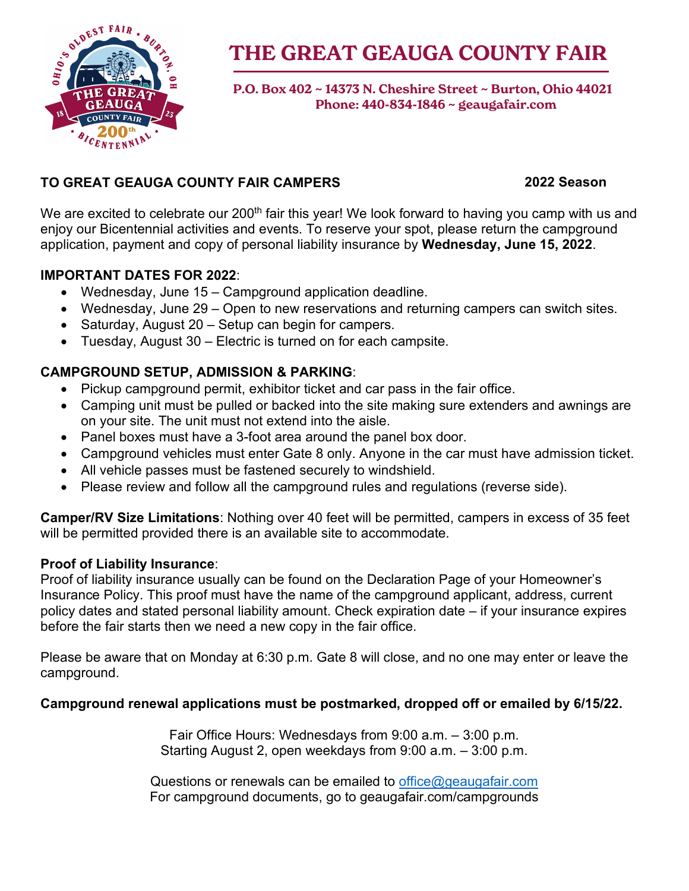# THE GREAT GEAUGA COUNTY FAIR

**P.O. Box 402 ~ 14373 N. Cheshire Street ~ Burton, Ohio 44021**
**Phone: 440-834-1846 ~ geaugafair.com**

**TO GREAT GEAUGA COUNTY FAIR CAMPERS** **2022 Season**

We are excited to celebrate our 200th fair this year! We look forward to having you camp with us and enjoy our Bicentennial activities and events. To reserve your spot, please return the campground application, payment and copy of personal liability insurance by **Wednesday, June 15, 2022**.

**IMPORTANT DATES FOR 2022**:

- Wednesday, June 15 – Campground application deadline.
- Wednesday, June 29 – Open to new reservations and returning campers can switch sites.
- Saturday, August 20 – Setup can begin for campers.
- Tuesday, August 30 – Electric is turned on for each campsite.

**CAMPGROUND SETUP, ADMISSION & PARKING**:

- Pickup campground permit, exhibitor ticket and car pass in the fair office.
- Camping unit must be pulled or backed into the site making sure extenders and awnings are on your site. The unit must not extend into the aisle.
- Panel boxes must have a 3-foot area around the panel box door.
- Campground vehicles must enter Gate 8 only. Anyone in the car must have admission ticket.
- All vehicle passes must be fastened securely to windshield.
- Please review and follow all the campground rules and regulations (reverse side).

**Camper/RV Size Limitations**: Nothing over 40 feet will be permitted, campers in excess of 35 feet will be permitted provided there is an available site to accommodate.

**Proof of Liability Insurance**:
Proof of liability insurance usually can be found on the Declaration Page of your Homeowner's Insurance Policy. This proof must have the name of the campground applicant, address, current policy dates and stated personal liability amount. Check expiration date – if your insurance expires before the fair starts then we need a new copy in the fair office.

Please be aware that on Monday at 6:30 p.m. Gate 8 will close, and no one may enter or leave the campground.

**Campground renewal applications must be postmarked, dropped off or emailed by 6/15/22.**

Fair Office Hours: Wednesdays from 9:00 a.m. – 3:00 p.m.
Starting August 2, open weekdays from 9:00 a.m. – 3:00 p.m.

Questions or renewals can be emailed to office@geaugafair.com
For campground documents, go to geaugafair.com/campgrounds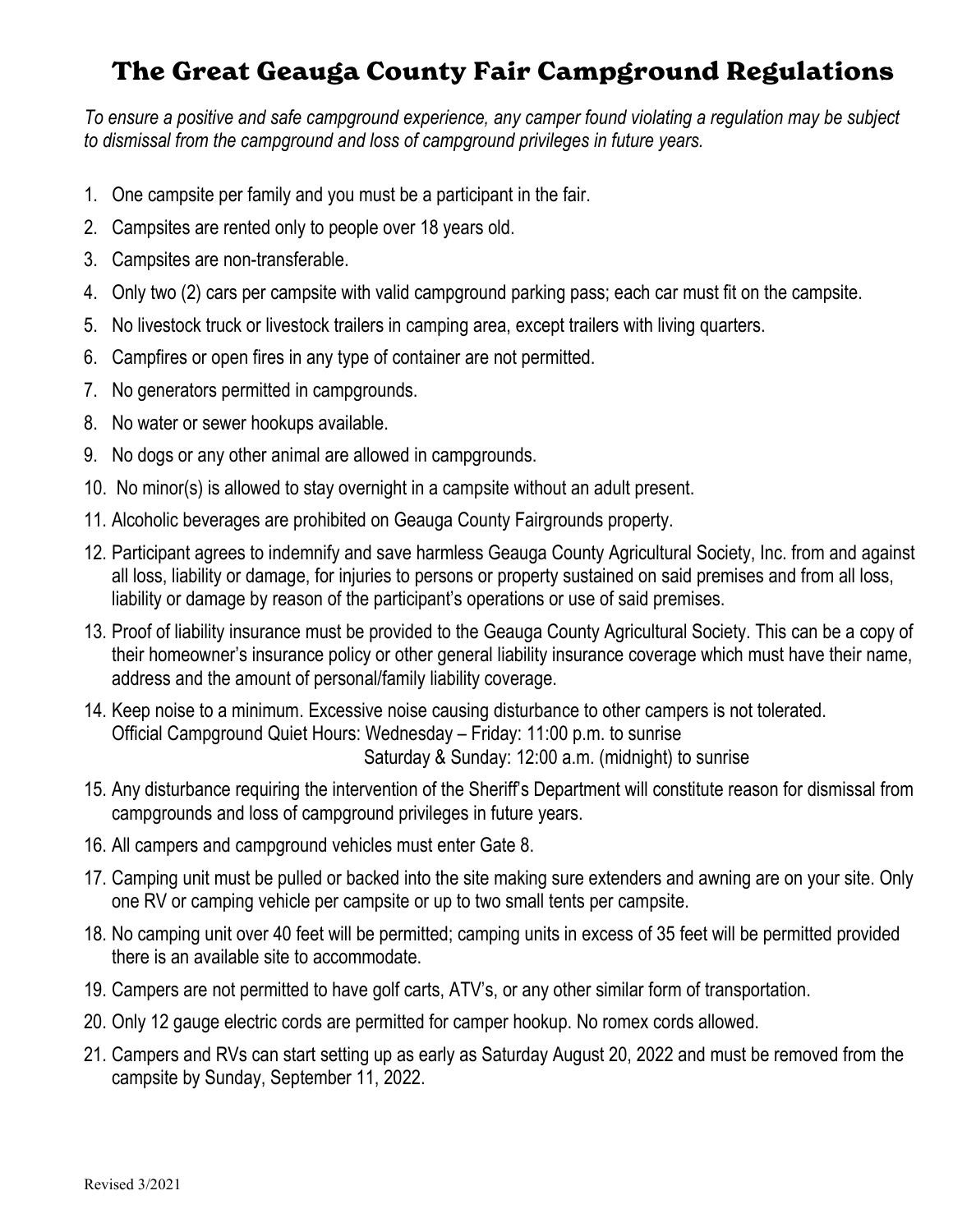# The Great Geauga County Fair Campground Regulations

*To ensure a positive and safe campground experience, any camper found violating a regulation may be subject to dismissal from the campground and loss of campground privileges in future years.*

1. One campsite per family and you must be a participant in the fair.
2. Campsites are rented only to people over 18 years old.
3. Campsites are non-transferable.
4. Only two (2) cars per campsite with valid campground parking pass; each car must fit on the campsite.
5. No livestock truck or livestock trailers in camping area, except trailers with living quarters.
6. Campfires or open fires in any type of container are not permitted.
7. No generators permitted in campgrounds.
8. No water or sewer hookups available.
9. No dogs or any other animal are allowed in campgrounds.
10. No minor(s) is allowed to stay overnight in a campsite without an adult present.
11. Alcoholic beverages are prohibited on Geauga County Fairgrounds property.
12. Participant agrees to indemnify and save harmless Geauga County Agricultural Society, Inc. from and against all loss, liability or damage, for injuries to persons or property sustained on said premises and from all loss, liability or damage by reason of the participant's operations or use of said premises.
13. Proof of liability insurance must be provided to the Geauga County Agricultural Society. This can be a copy of their homeowner's insurance policy or other general liability insurance coverage which must have their name, address and the amount of personal/family liability coverage.
14. Keep noise to a minimum. Excessive noise causing disturbance to other campers is not tolerated.
    Official Campground Quiet Hours: Wednesday – Friday: 11:00 p.m. to sunrise
    Saturday & Sunday: 12:00 a.m. (midnight) to sunrise
15. Any disturbance requiring the intervention of the Sheriff's Department will constitute reason for dismissal from campgrounds and loss of campground privileges in future years.
16. All campers and campground vehicles must enter Gate 8.
17. Camping unit must be pulled or backed into the site making sure extenders and awning are on your site. Only one RV or camping vehicle per campsite or up to two small tents per campsite.
18. No camping unit over 40 feet will be permitted; camping units in excess of 35 feet will be permitted provided there is an available site to accommodate.
19. Campers are not permitted to have golf carts, ATV's, or any other similar form of transportation.
20. Only 12 gauge electric cords are permitted for camper hookup. No romex cords allowed.
21. Campers and RVs can start setting up as early as Saturday August 20, 2022 and must be removed from the campsite by Sunday, September 11, 2022.

Revised 3/2021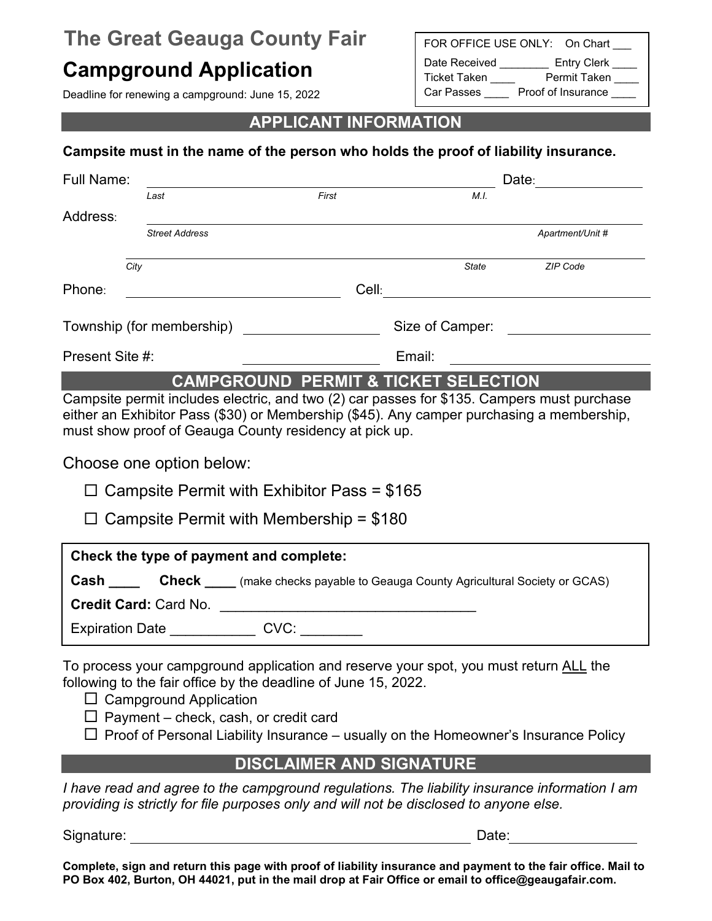# The Great Geauga County Fair

## Campground Application

Deadline for renewing a campground: June 15, 2022

FOR OFFICE USE ONLY: On Chart ___
Date Received ________ Entry Clerk ____
Ticket Taken ____ Permit Taken ____
Car Passes ____ Proof of Insurance ____

## APPLICANT INFORMATION

**Campsite must in the name of the person who holds the proof of liability insurance.**

Full Name: ______________________________ Date: ______________
*Last* *First* *M.I.*

Address: ______________________________________________
*Street Address* *Apartment/Unit #*

______________________________________________
*City* *State* *ZIP Code*

Phone: ______________________ Cell: ______________________

Township (for membership) ________________ Size of Camper: ________________

Present Site #: ________________ Email: ________________

## CAMPGROUND PERMIT & TICKET SELECTION

Campsite permit includes electric, and two (2) car passes for $135. Campers must purchase either an Exhibitor Pass ($30) or Membership ($45). Any camper purchasing a membership, must show proof of Geauga County residency at pick up.

Choose one option below:

- ☐ Campsite Permit with Exhibitor Pass = $165
- ☐ Campsite Permit with Membership = $180

**Check the type of payment and complete:**

**Cash ____** **Check ____** (make checks payable to Geauga County Agricultural Society or GCAS)

**Credit Card:** Card No. _________________________________

Expiration Date ___________ CVC: ________

To process your campground application and reserve your spot, you must return ALL the following to the fair office by the deadline of June 15, 2022.

- ☐ Campground Application
- ☐ Payment – check, cash, or credit card
- ☐ Proof of Personal Liability Insurance – usually on the Homeowner's Insurance Policy

## DISCLAIMER AND SIGNATURE

*I have read and agree to the campground regulations. The liability insurance information I am providing is strictly for file purposes only and will not be disclosed to anyone else.*

Signature: ____________________________________________ Date: ________________

**Complete, sign and return this page with proof of liability insurance and payment to the fair office. Mail to PO Box 402, Burton, OH 44021, put in the mail drop at Fair Office or email to office@geaugafair.com.**